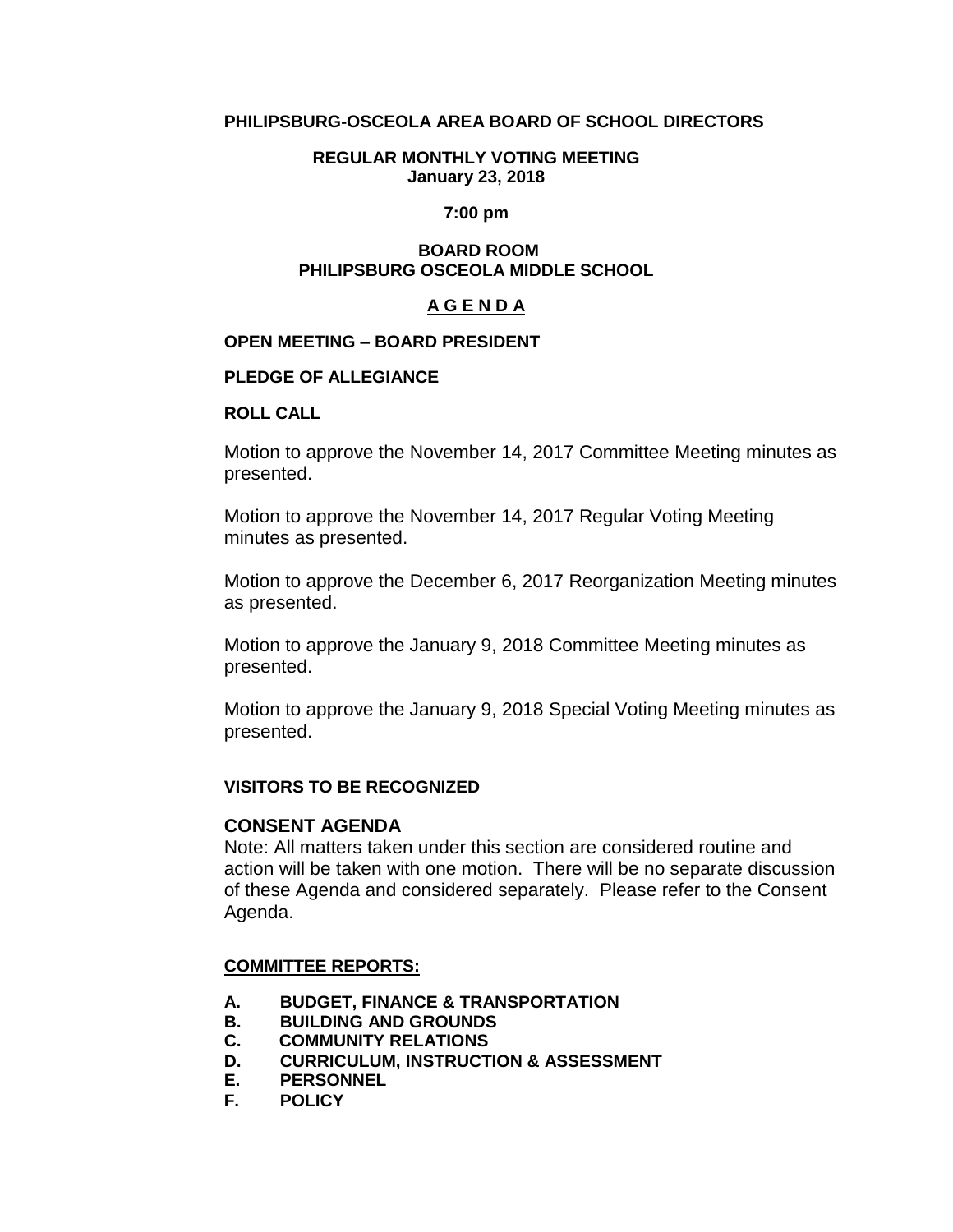**PHILIPSBURG-OSCEOLA AREA BOARD OF SCHOOL DIRECTORS**

**REGULAR MONTHLY VOTING MEETING**
**January 23, 2018**

**7:00 pm**

**BOARD ROOM**
**PHILIPSBURG OSCEOLA MIDDLE SCHOOL**

# A G E N D A

**OPEN MEETING – BOARD PRESIDENT**

**PLEDGE OF ALLEGIANCE**

**ROLL CALL**

Motion to approve the November 14, 2017 Committee Meeting minutes as presented.

Motion to approve the November 14, 2017 Regular Voting Meeting minutes as presented.

Motion to approve the December 6, 2017 Reorganization Meeting minutes as presented.

Motion to approve the January 9, 2018 Committee Meeting minutes as presented.

Motion to approve the January 9, 2018 Special Voting Meeting minutes as presented.

**VISITORS TO BE RECOGNIZED**

## CONSENT AGENDA

Note: All matters taken under this section are considered routine and action will be taken with one motion. There will be no separate discussion of these Agenda and considered separately. Please refer to the Consent Agenda.

**COMMITTEE REPORTS:**

- **A. BUDGET, FINANCE & TRANSPORTATION**
- **B. BUILDING AND GROUNDS**
- **C. COMMUNITY RELATIONS**
- **D. CURRICULUM, INSTRUCTION & ASSESSMENT**
- **E. PERSONNEL**
- **F. POLICY**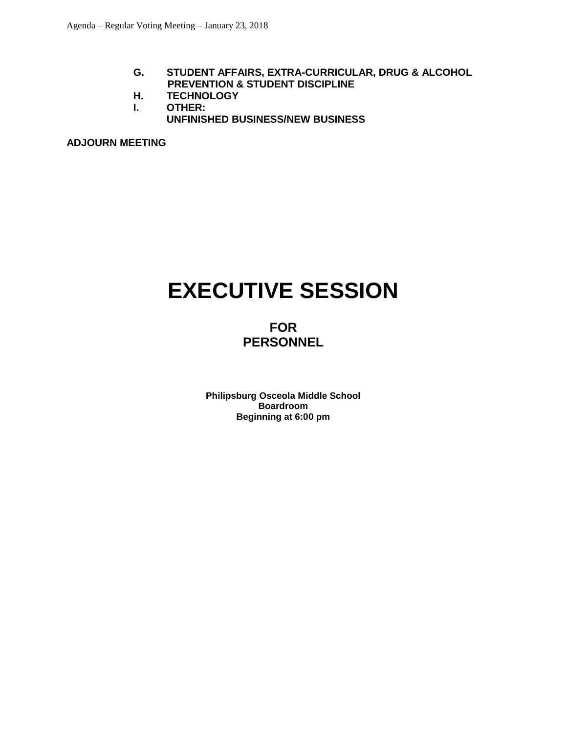**G. STUDENT AFFAIRS, EXTRA-CURRICULAR, DRUG & ALCOHOL PREVENTION & STUDENT DISCIPLINE**

**H. TECHNOLOGY**

**I. OTHER:**
**UNFINISHED BUSINESS/NEW BUSINESS**

**ADJOURN MEETING**

# EXECUTIVE SESSION

## FOR PERSONNEL

**Philipsburg Osceola Middle School**
**Boardroom**
**Beginning at 6:00 pm**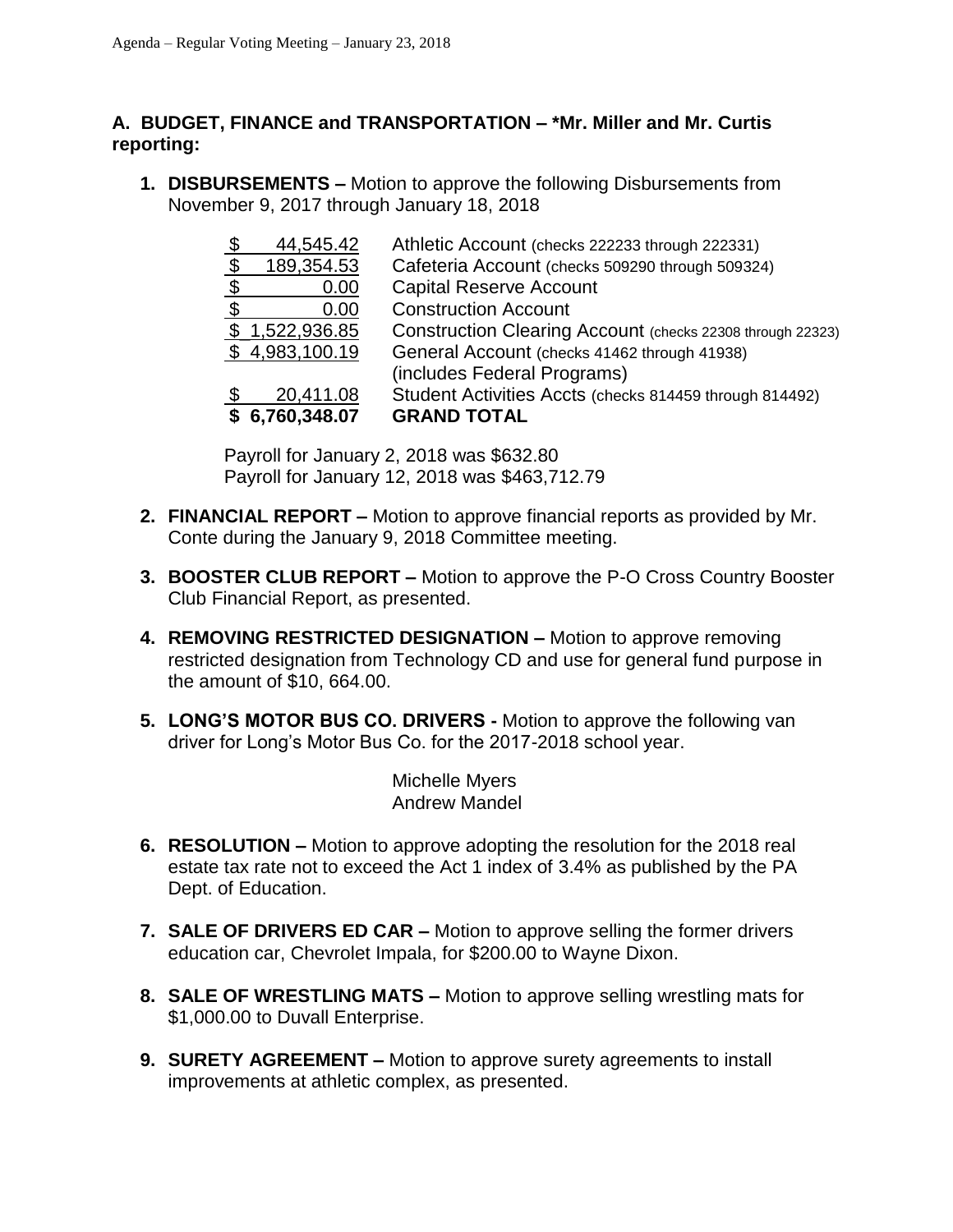**A. BUDGET, FINANCE and TRANSPORTATION – *Mr. Miller and Mr. Curtis reporting:**

1. **DISBURSEMENTS –** Motion to approve the following Disbursements from November 9, 2017 through January 18, 2018

| Amount | Account |
|---|---|
| $ 44,545.42 | Athletic Account (checks 222233 through 222331) |
| $ 189,354.53 | Cafeteria Account (checks 509290 through 509324) |
| $ 0.00 | Capital Reserve Account |
| $ 0.00 | Construction Account |
| $ 1,522,936.85 | Construction Clearing Account (checks 22308 through 22323) |
| $ 4,983,100.19 | General Account (checks 41462 through 41938) (includes Federal Programs) |
| $ 20,411.08 | Student Activities Accts (checks 814459 through 814492) |
| **$ 6,760,348.07** | **GRAND TOTAL** |

   Payroll for January 2, 2018 was $632.80
   Payroll for January 12, 2018 was $463,712.79

2. **FINANCIAL REPORT –** Motion to approve financial reports as provided by Mr. Conte during the January 9, 2018 Committee meeting.

3. **BOOSTER CLUB REPORT –** Motion to approve the P-O Cross Country Booster Club Financial Report, as presented.

4. **REMOVING RESTRICTED DESIGNATION –** Motion to approve removing restricted designation from Technology CD and use for general fund purpose in the amount of $10, 664.00.

5. **LONG'S MOTOR BUS CO. DRIVERS -** Motion to approve the following van driver for Long's Motor Bus Co. for the 2017-2018 school year.

   Michelle Myers
   Andrew Mandel

6. **RESOLUTION –** Motion to approve adopting the resolution for the 2018 real estate tax rate not to exceed the Act 1 index of 3.4% as published by the PA Dept. of Education.

7. **SALE OF DRIVERS ED CAR –** Motion to approve selling the former drivers education car, Chevrolet Impala, for $200.00 to Wayne Dixon.

8. **SALE OF WRESTLING MATS –** Motion to approve selling wrestling mats for $1,000.00 to Duvall Enterprise.

9. **SURETY AGREEMENT –** Motion to approve surety agreements to install improvements at athletic complex, as presented.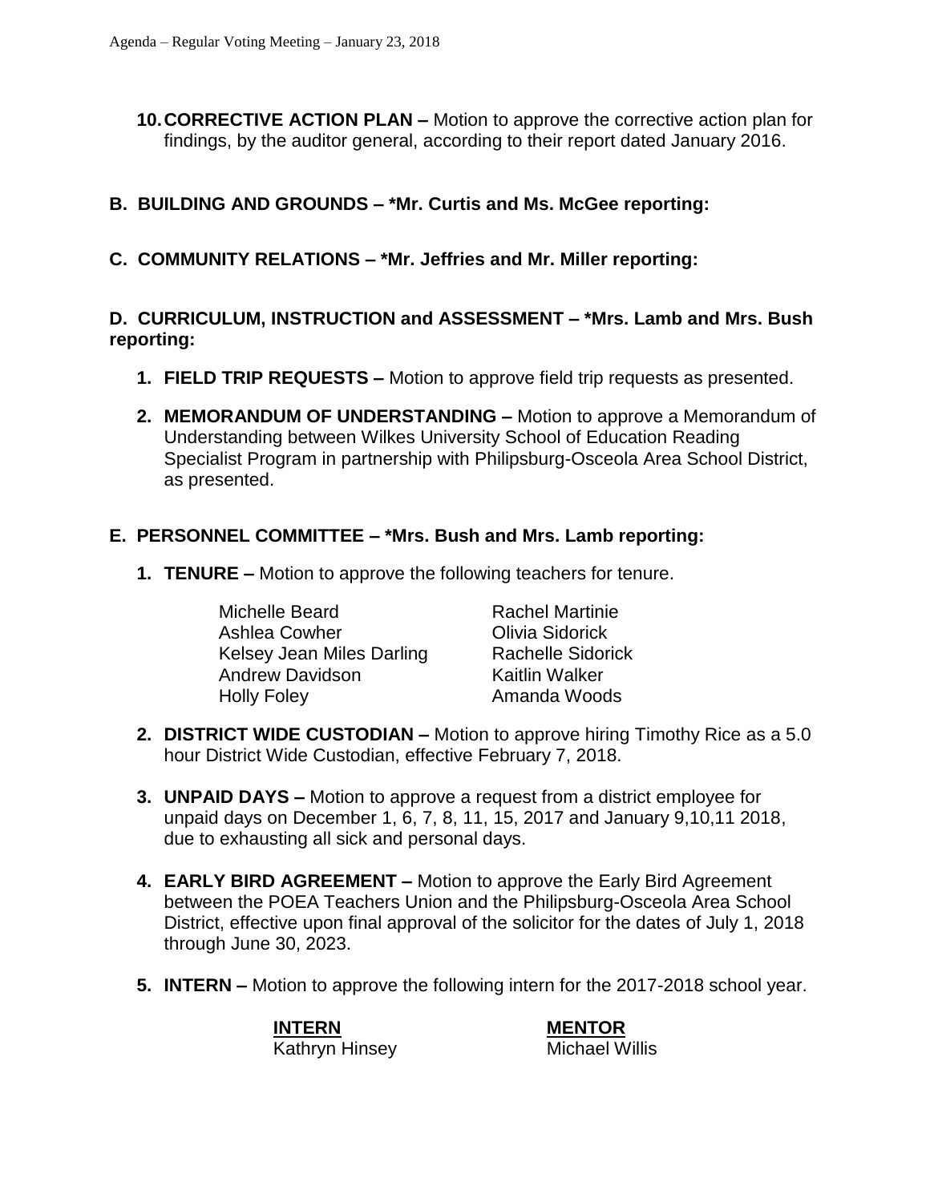10. **CORRECTIVE ACTION PLAN –** Motion to approve the corrective action plan for findings, by the auditor general, according to their report dated January 2016.

## B. BUILDING AND GROUNDS – *Mr. Curtis and Ms. McGee reporting:

## C. COMMUNITY RELATIONS – *Mr. Jeffries and Mr. Miller reporting:

## D. CURRICULUM, INSTRUCTION and ASSESSMENT – *Mrs. Lamb and Mrs. Bush reporting:

1. **FIELD TRIP REQUESTS –** Motion to approve field trip requests as presented.

2. **MEMORANDUM OF UNDERSTANDING –** Motion to approve a Memorandum of Understanding between Wilkes University School of Education Reading Specialist Program in partnership with Philipsburg-Osceola Area School District, as presented.

## E. PERSONNEL COMMITTEE – *Mrs. Bush and Mrs. Lamb reporting:

1. **TENURE –** Motion to approve the following teachers for tenure.

   | | |
   |---|---|
   | Michelle Beard | Rachel Martinie |
   | Ashlea Cowher | Olivia Sidorick |
   | Kelsey Jean Miles Darling | Rachelle Sidorick |
   | Andrew Davidson | Kaitlin Walker |
   | Holly Foley | Amanda Woods |

2. **DISTRICT WIDE CUSTODIAN –** Motion to approve hiring Timothy Rice as a 5.0 hour District Wide Custodian, effective February 7, 2018.

3. **UNPAID DAYS –** Motion to approve a request from a district employee for unpaid days on December 1, 6, 7, 8, 11, 15, 2017 and January 9,10,11 2018, due to exhausting all sick and personal days.

4. **EARLY BIRD AGREEMENT –** Motion to approve the Early Bird Agreement between the POEA Teachers Union and the Philipsburg-Osceola Area School District, effective upon final approval of the solicitor for the dates of July 1, 2018 through June 30, 2023.

5. **INTERN –** Motion to approve the following intern for the 2017-2018 school year.

   | **INTERN** | **MENTOR** |
   |---|---|
   | Kathryn Hinsey | Michael Willis |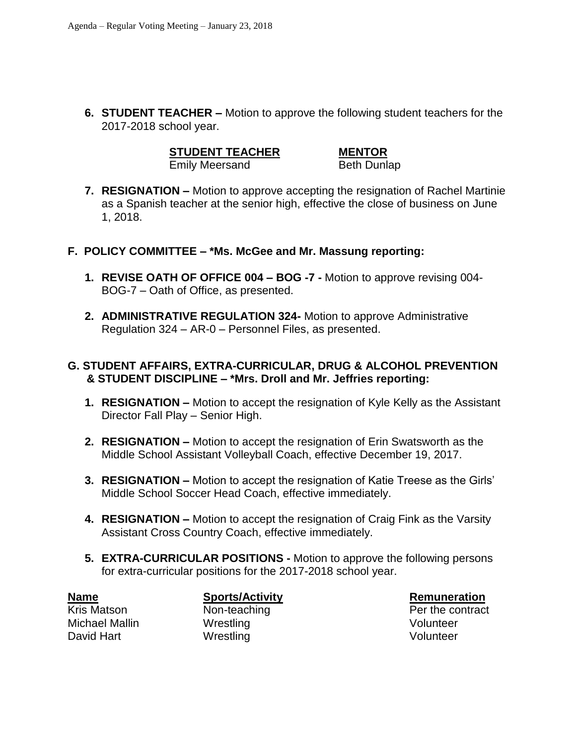6. **STUDENT TEACHER –** Motion to approve the following student teachers for the 2017-2018 school year.

| **STUDENT TEACHER** | **MENTOR** |
|---|---|
| Emily Meersand | Beth Dunlap |

7. **RESIGNATION –** Motion to approve accepting the resignation of Rachel Martinie as a Spanish teacher at the senior high, effective the close of business on June 1, 2018.

## F. POLICY COMMITTEE – *Ms. McGee and Mr. Massung reporting:

1. **REVISE OATH OF OFFICE 004 – BOG -7 -** Motion to approve revising 004-BOG-7 – Oath of Office, as presented.

2. **ADMINISTRATIVE REGULATION 324-** Motion to approve Administrative Regulation 324 – AR-0 – Personnel Files, as presented.

## G. STUDENT AFFAIRS, EXTRA-CURRICULAR, DRUG & ALCOHOL PREVENTION & STUDENT DISCIPLINE – *Mrs. Droll and Mr. Jeffries reporting:

1. **RESIGNATION –** Motion to accept the resignation of Kyle Kelly as the Assistant Director Fall Play – Senior High.

2. **RESIGNATION –** Motion to accept the resignation of Erin Swatsworth as the Middle School Assistant Volleyball Coach, effective December 19, 2017.

3. **RESIGNATION –** Motion to accept the resignation of Katie Treese as the Girls' Middle School Soccer Head Coach, effective immediately.

4. **RESIGNATION –** Motion to accept the resignation of Craig Fink as the Varsity Assistant Cross Country Coach, effective immediately.

5. **EXTRA-CURRICULAR POSITIONS -** Motion to approve the following persons for extra-curricular positions for the 2017-2018 school year.

| **Name** | **Sports/Activity** | **Remuneration** |
|---|---|---|
| Kris Matson | Non-teaching | Per the contract |
| Michael Mallin | Wrestling | Volunteer |
| David Hart | Wrestling | Volunteer |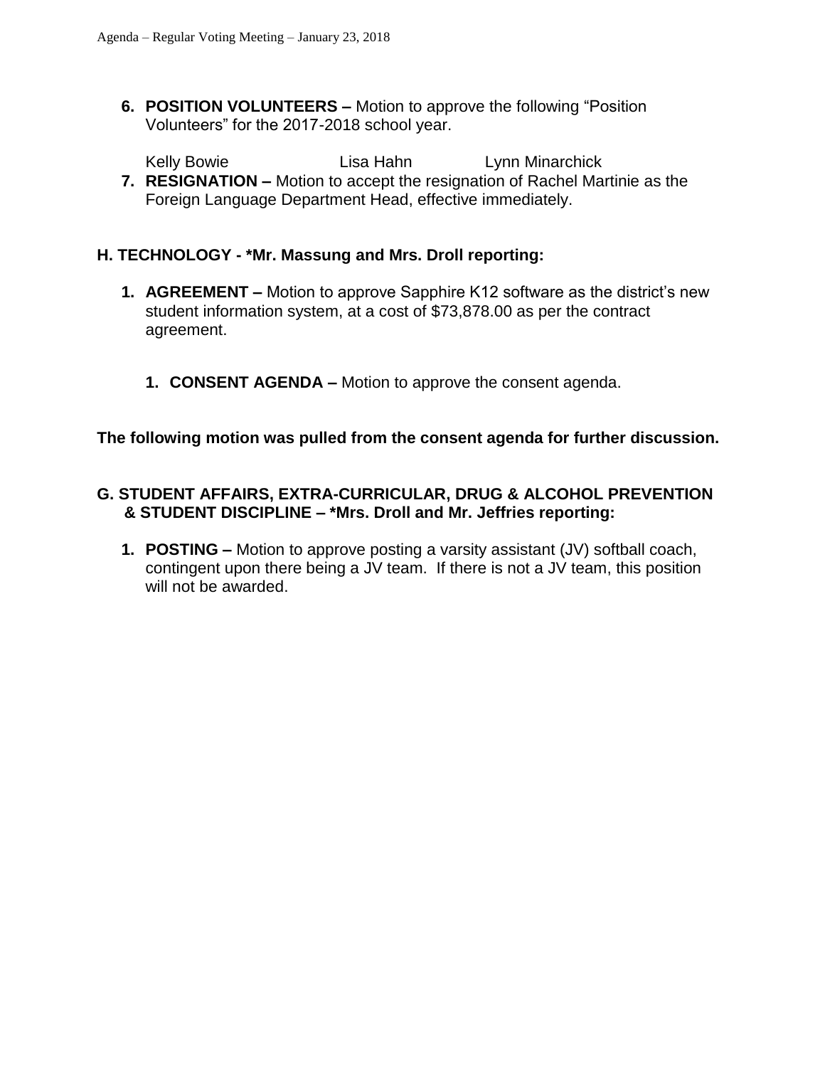6. **POSITION VOLUNTEERS –** Motion to approve the following "Position Volunteers" for the 2017-2018 school year.

   Kelly Bowie        Lisa Hahn        Lynn Minarchick

7. **RESIGNATION –** Motion to accept the resignation of Rachel Martinie as the Foreign Language Department Head, effective immediately.

## H. TECHNOLOGY - *Mr. Massung and Mrs. Droll reporting:

1. **AGREEMENT –** Motion to approve Sapphire K12 software as the district's new student information system, at a cost of $73,878.00 as per the contract agreement.

   1. **CONSENT AGENDA –** Motion to approve the consent agenda.

**The following motion was pulled from the consent agenda for further discussion.**

## G. STUDENT AFFAIRS, EXTRA-CURRICULAR, DRUG & ALCOHOL PREVENTION & STUDENT DISCIPLINE – *Mrs. Droll and Mr. Jeffries reporting:

1. **POSTING –** Motion to approve posting a varsity assistant (JV) softball coach, contingent upon there being a JV team. If there is not a JV team, this position will not be awarded.